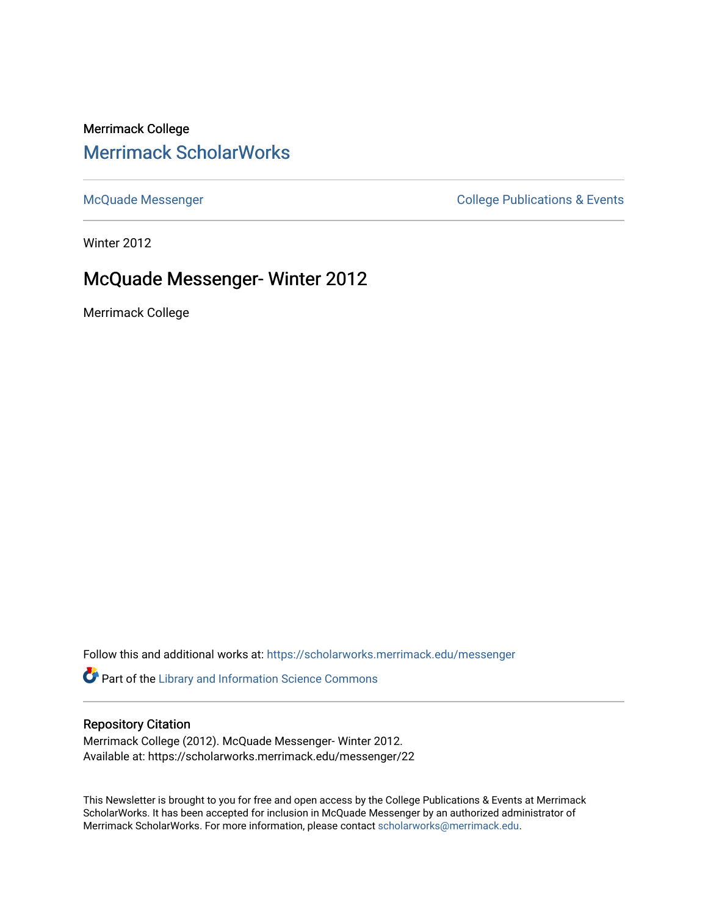Merrimack College

# Merrimack ScholarWorks

McQuade Messenger

College Publications & Events

Winter 2012

## McQuade Messenger- Winter 2012

Merrimack College

Follow this and additional works at: https://scholarworks.merrimack.edu/messenger

Part of the Library and Information Science Commons

### Repository Citation

Merrimack College (2012). McQuade Messenger- Winter 2012.
Available at: https://scholarworks.merrimack.edu/messenger/22

This Newsletter is brought to you for free and open access by the College Publications & Events at Merrimack ScholarWorks. It has been accepted for inclusion in McQuade Messenger by an authorized administrator of Merrimack ScholarWorks. For more information, please contact scholarworks@merrimack.edu.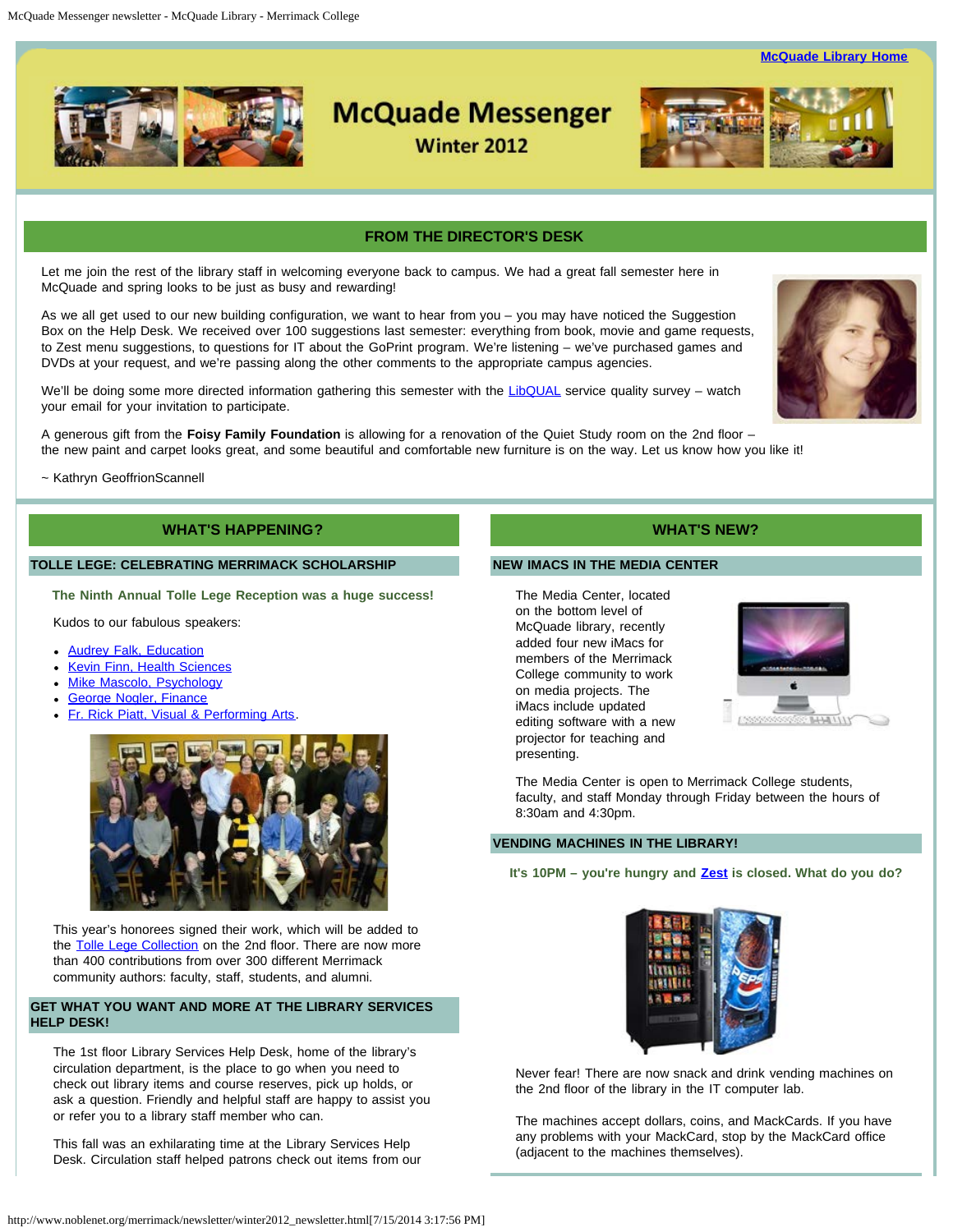McQuade Library Home

# McQuade Messenger

## Winter 2012

## FROM THE DIRECTOR'S DESK

Let me join the rest of the library staff in welcoming everyone back to campus. We had a great fall semester here in McQuade and spring looks to be just as busy and rewarding!

As we all get used to our new building configuration, we want to hear from you – you may have noticed the Suggestion Box on the Help Desk. We received over 100 suggestions last semester: everything from book, movie and game requests, to Zest menu suggestions, to questions for IT about the GoPrint program. We're listening – we've purchased games and DVDs at your request, and we're passing along the other comments to the appropriate campus agencies.

We'll be doing some more directed information gathering this semester with the LibQUAL service quality survey – watch your email for your invitation to participate.

A generous gift from the **Foisy Family Foundation** is allowing for a renovation of the Quiet Study room on the 2nd floor – the new paint and carpet looks great, and some beautiful and comfortable new furniture is on the way. Let us know how you like it!

~ Kathryn GeoffrionScannell

## WHAT'S HAPPENING?

### TOLLE LEGE: CELEBRATING MERRIMACK SCHOLARSHIP

**The Ninth Annual Tolle Lege Reception was a huge success!**

Kudos to our fabulous speakers:

- Audrey Falk, Education
- Kevin Finn, Health Sciences
- Mike Mascolo, Psychology
- George Nogler, Finance
- Fr. Rick Piatt, Visual & Performing Arts.

This year's honorees signed their work, which will be added to the Tolle Lege Collection on the 2nd floor. There are now more than 400 contributions from over 300 different Merrimack community authors: faculty, staff, students, and alumni.

### GET WHAT YOU WANT AND MORE AT THE LIBRARY SERVICES HELP DESK!

The 1st floor Library Services Help Desk, home of the library's circulation department, is the place to go when you need to check out library items and course reserves, pick up holds, or ask a question. Friendly and helpful staff are happy to assist you or refer you to a library staff member who can.

This fall was an exhilarating time at the Library Services Help Desk. Circulation staff helped patrons check out items from our

## WHAT'S NEW?

### NEW IMACS IN THE MEDIA CENTER

The Media Center, located on the bottom level of McQuade library, recently added four new iMacs for members of the Merrimack College community to work on media projects. The iMacs include updated editing software with a new projector for teaching and presenting.

The Media Center is open to Merrimack College students, faculty, and staff Monday through Friday between the hours of 8:30am and 4:30pm.

### VENDING MACHINES IN THE LIBRARY!

**It's 10PM – you're hungry and Zest is closed. What do you do?**

Never fear! There are now snack and drink vending machines on the 2nd floor of the library in the IT computer lab.

The machines accept dollars, coins, and MackCards. If you have any problems with your MackCard, stop by the MackCard office (adjacent to the machines themselves).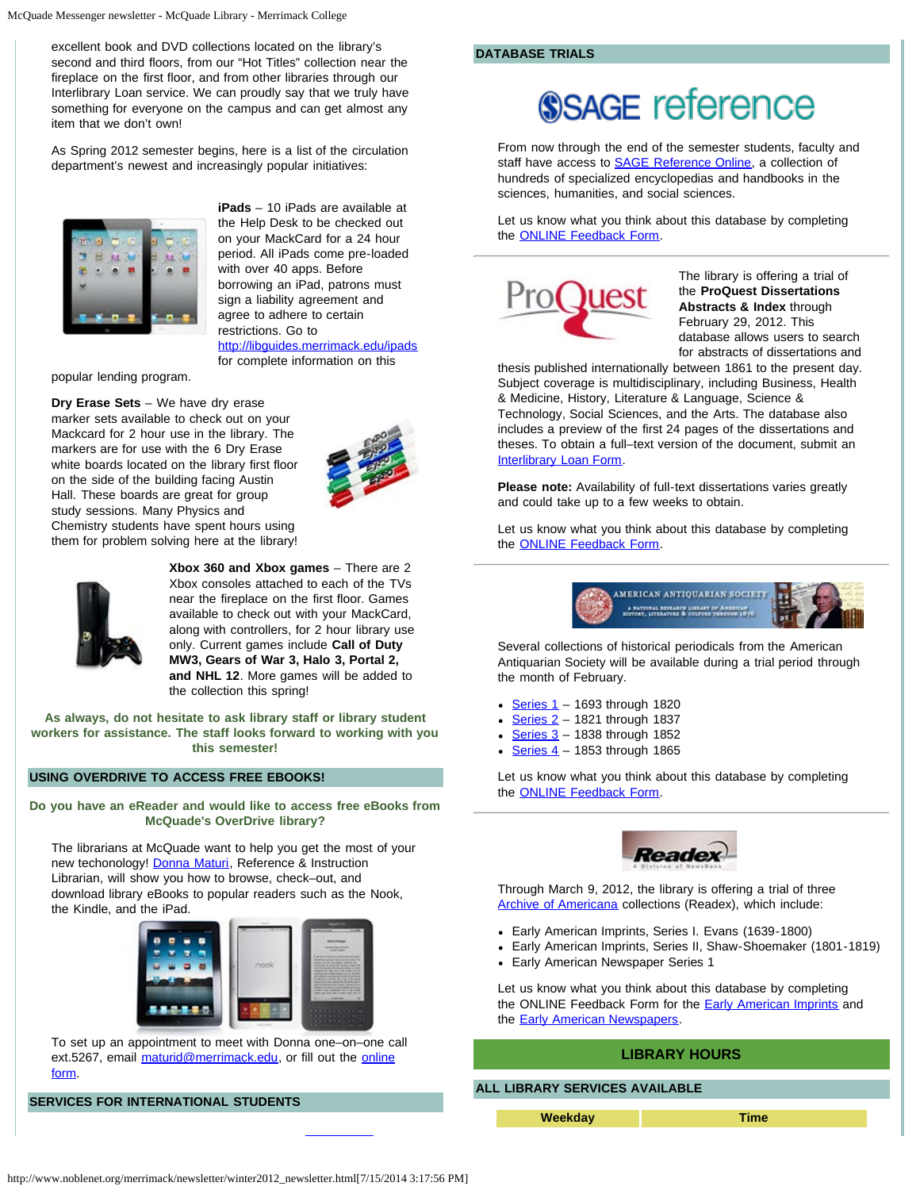excellent book and DVD collections located on the library's second and third floors, from our "Hot Titles" collection near the fireplace on the first floor, and from other libraries through our Interlibrary Loan service. We can proudly say that we truly have something for everyone on the campus and can get almost any item that we don't own!

As Spring 2012 semester begins, here is a list of the circulation department's newest and increasingly popular initiatives:

**iPads** – 10 iPads are available at the Help Desk to be checked out on your MackCard for a 24 hour period. All iPads come pre-loaded with over 40 apps. Before borrowing an iPad, patrons must sign a liability agreement and agree to adhere to certain restrictions. Go to http://libguides.merrimack.edu/ipads for complete information on this popular lending program.

**Dry Erase Sets** – We have dry erase marker sets available to check out on your Mackcard for 2 hour use in the library. The markers are for use with the 6 Dry Erase white boards located on the library first floor on the side of the building facing Austin Hall. These boards are great for group study sessions. Many Physics and Chemistry students have spent hours using them for problem solving here at the library!

**Xbox 360 and Xbox games** – There are 2 Xbox consoles attached to each of the TVs near the fireplace on the first floor. Games available to check out with your MackCard, along with controllers, for 2 hour library use only. Current games include **Call of Duty MW3, Gears of War 3, Halo 3, Portal 2, and NHL 12**. More games will be added to the collection this spring!

**As always, do not hesitate to ask library staff or library student workers for assistance. The staff looks forward to working with you this semester!**

## USING OVERDRIVE TO ACCESS FREE EBOOKS!

**Do you have an eReader and would like to access free eBooks from McQuade's OverDrive library?**

The librarians at McQuade want to help you get the most of your new techonology! Donna Maturi, Reference & Instruction Librarian, will show you how to browse, check–out, and download library eBooks to popular readers such as the Nook, the Kindle, and the iPad.

To set up an appointment to meet with Donna one–on–one call ext.5267, email maturid@merrimack.edu, or fill out the online form.

## SERVICES FOR INTERNATIONAL STUDENTS

## DATABASE TRIALS

From now through the end of the semester students, faculty and staff have access to SAGE Reference Online, a collection of hundreds of specialized encyclopedias and handbooks in the sciences, humanities, and social sciences.

Let us know what you think about this database by completing the ONLINE Feedback Form.

The library is offering a trial of the **ProQuest Dissertations Abstracts & Index** through February 29, 2012. This database allows users to search for abstracts of dissertations and thesis published internationally between 1861 to the present day. Subject coverage is multidisciplinary, including Business, Health & Medicine, History, Literature & Language, Science & Technology, Social Sciences, and the Arts. The database also includes a preview of the first 24 pages of the dissertations and theses. To obtain a full–text version of the document, submit an Interlibrary Loan Form.

**Please note:** Availability of full-text dissertations varies greatly and could take up to a few weeks to obtain.

Let us know what you think about this database by completing the ONLINE Feedback Form.

Several collections of historical periodicals from the American Antiquarian Society will be available during a trial period through the month of February.

- Series 1 – 1693 through 1820
- Series 2 – 1821 through 1837
- Series 3 – 1838 through 1852
- Series 4 – 1853 through 1865

Let us know what you think about this database by completing the ONLINE Feedback Form.

Through March 9, 2012, the library is offering a trial of three Archive of Americana collections (Readex), which include:

- Early American Imprints, Series I. Evans (1639-1800)
- Early American Imprints, Series II, Shaw-Shoemaker (1801-1819)
- Early American Newspaper Series 1

Let us know what you think about this database by completing the ONLINE Feedback Form for the Early American Imprints and the Early American Newspapers.

## LIBRARY HOURS

## ALL LIBRARY SERVICES AVAILABLE

| Weekday | Time |
|---|---|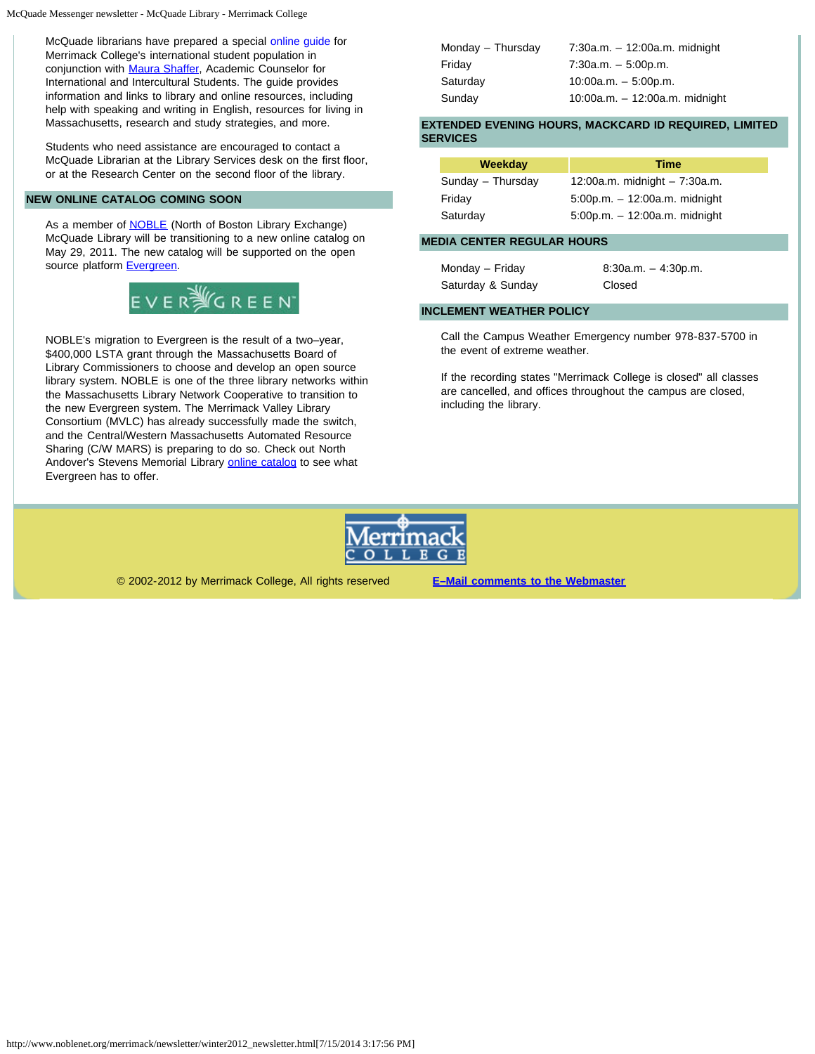McQuade librarians have prepared a special online guide for Merrimack College's international student population in conjunction with Maura Shaffer, Academic Counselor for International and Intercultural Students. The guide provides information and links to library and online resources, including help with speaking and writing in English, resources for living in Massachusetts, research and study strategies, and more.

Students who need assistance are encouraged to contact a McQuade Librarian at the Library Services desk on the first floor, or at the Research Center on the second floor of the library.

## NEW ONLINE CATALOG COMING SOON

As a member of NOBLE (North of Boston Library Exchange) McQuade Library will be transitioning to a new online catalog on May 29, 2011. The new catalog will be supported on the open source platform Evergreen.

NOBLE's migration to Evergreen is the result of a two–year, $400,000 LSTA grant through the Massachusetts Board of Library Commissioners to choose and develop an open source library system. NOBLE is one of the three library networks within the Massachusetts Library Network Cooperative to transition to the new Evergreen system. The Merrimack Valley Library Consortium (MVLC) has already successfully made the switch, and the Central/Western Massachusetts Automated Resource Sharing (C/W MARS) is preparing to do so. Check out North Andover's Stevens Memorial Library online catalog to see what Evergreen has to offer.

| | |
|---|---|
| Monday – Thursday | 7:30a.m. – 12:00a.m. midnight |
| Friday | 7:30a.m. – 5:00p.m. |
| Saturday | 10:00a.m. – 5:00p.m. |
| Sunday | 10:00a.m. – 12:00a.m. midnight |

## EXTENDED EVENING HOURS, MACKCARD ID REQUIRED, LIMITED SERVICES

| Weekday | Time |
|---|---|
| Sunday – Thursday | 12:00a.m. midnight – 7:30a.m. |
| Friday | 5:00p.m. – 12:00a.m. midnight |
| Saturday | 5:00p.m. – 12:00a.m. midnight |

## MEDIA CENTER REGULAR HOURS

| | |
|---|---|
| Monday – Friday | 8:30a.m. – 4:30p.m. |
| Saturday & Sunday | Closed |

## INCLEMENT WEATHER POLICY

Call the Campus Weather Emergency number 978-837-5700 in the event of extreme weather.

If the recording states "Merrimack College is closed" all classes are cancelled, and offices throughout the campus are closed, including the library.

© 2002-2012 by Merrimack College, All rights reserved **E–Mail comments to the Webmaster**